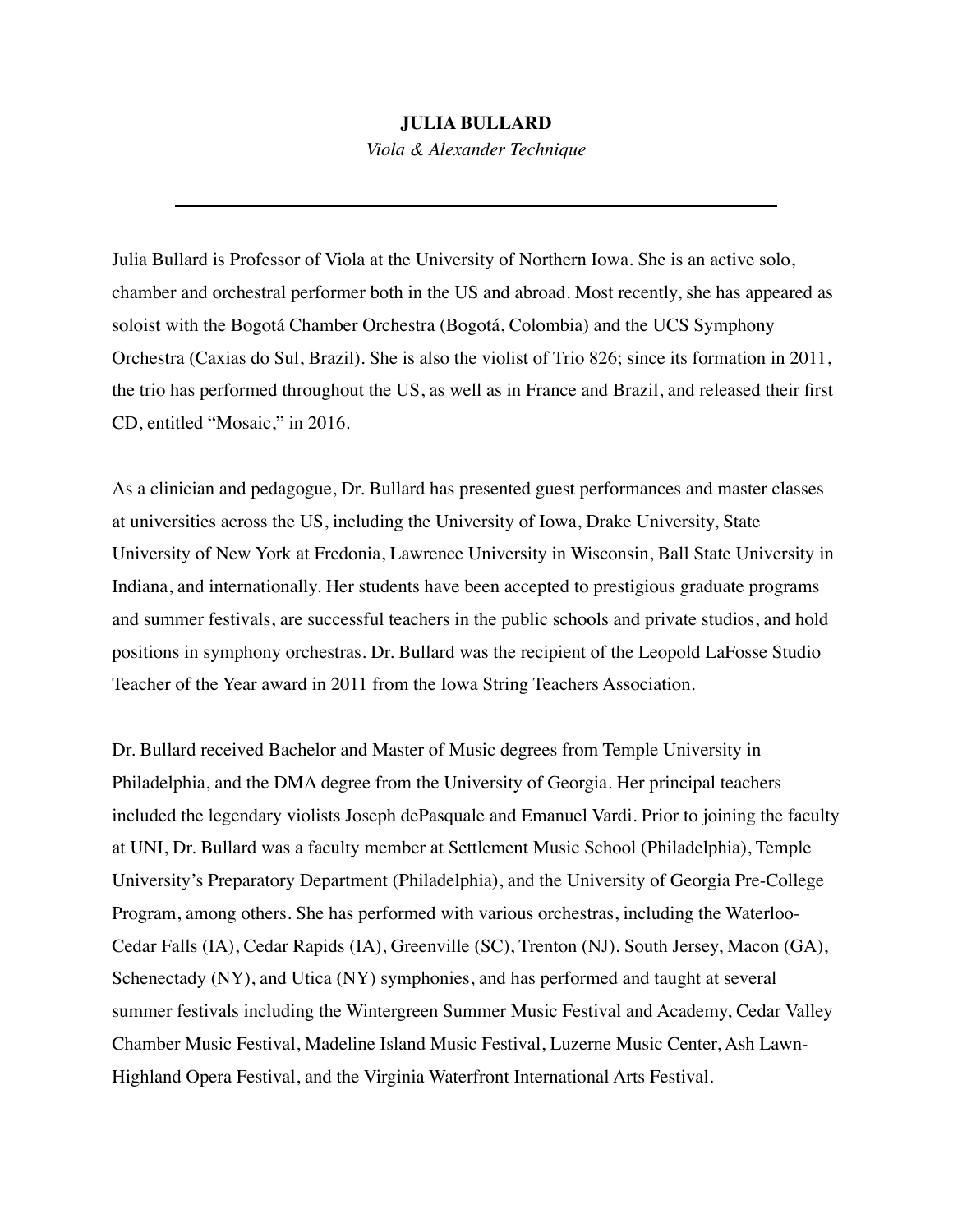# JULIA BULLARD

*Viola & Alexander Technique*

---

Julia Bullard is Professor of Viola at the University of Northern Iowa. She is an active solo, chamber and orchestral performer both in the US and abroad. Most recently, she has appeared as soloist with the Bogotá Chamber Orchestra (Bogotá, Colombia) and the UCS Symphony Orchestra (Caxias do Sul, Brazil). She is also the violist of Trio 826; since its formation in 2011, the trio has performed throughout the US, as well as in France and Brazil, and released their first CD, entitled "Mosaic," in 2016.

As a clinician and pedagogue, Dr. Bullard has presented guest performances and master classes at universities across the US, including the University of Iowa, Drake University, State University of New York at Fredonia, Lawrence University in Wisconsin, Ball State University in Indiana, and internationally. Her students have been accepted to prestigious graduate programs and summer festivals, are successful teachers in the public schools and private studios, and hold positions in symphony orchestras. Dr. Bullard was the recipient of the Leopold LaFosse Studio Teacher of the Year award in 2011 from the Iowa String Teachers Association.

Dr. Bullard received Bachelor and Master of Music degrees from Temple University in Philadelphia, and the DMA degree from the University of Georgia. Her principal teachers included the legendary violists Joseph dePasquale and Emanuel Vardi. Prior to joining the faculty at UNI, Dr. Bullard was a faculty member at Settlement Music School (Philadelphia), Temple University's Preparatory Department (Philadelphia), and the University of Georgia Pre-College Program, among others. She has performed with various orchestras, including the Waterloo-Cedar Falls (IA), Cedar Rapids (IA), Greenville (SC), Trenton (NJ), South Jersey, Macon (GA), Schenectady (NY), and Utica (NY) symphonies, and has performed and taught at several summer festivals including the Wintergreen Summer Music Festival and Academy, Cedar Valley Chamber Music Festival, Madeline Island Music Festival, Luzerne Music Center, Ash Lawn-Highland Opera Festival, and the Virginia Waterfront International Arts Festival.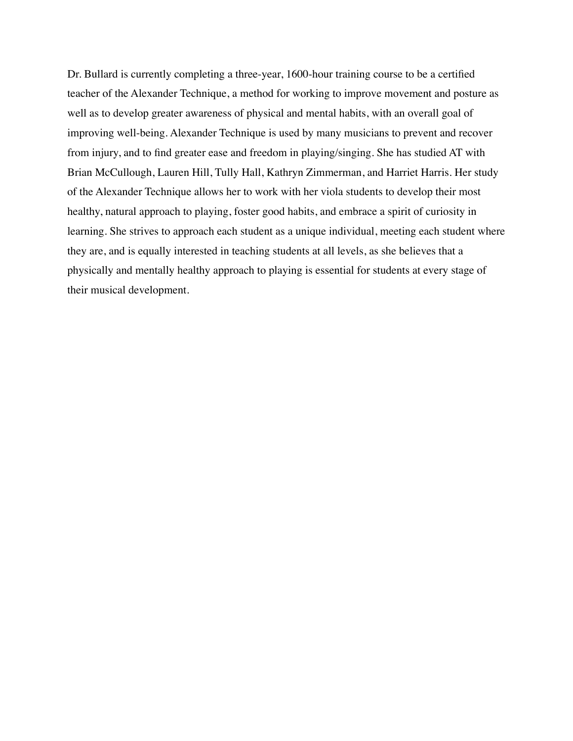Dr. Bullard is currently completing a three-year, 1600-hour training course to be a certified teacher of the Alexander Technique, a method for working to improve movement and posture as well as to develop greater awareness of physical and mental habits, with an overall goal of improving well-being. Alexander Technique is used by many musicians to prevent and recover from injury, and to find greater ease and freedom in playing/singing. She has studied AT with Brian McCullough, Lauren Hill, Tully Hall, Kathryn Zimmerman, and Harriet Harris. Her study of the Alexander Technique allows her to work with her viola students to develop their most healthy, natural approach to playing, foster good habits, and embrace a spirit of curiosity in learning. She strives to approach each student as a unique individual, meeting each student where they are, and is equally interested in teaching students at all levels, as she believes that a physically and mentally healthy approach to playing is essential for students at every stage of their musical development.